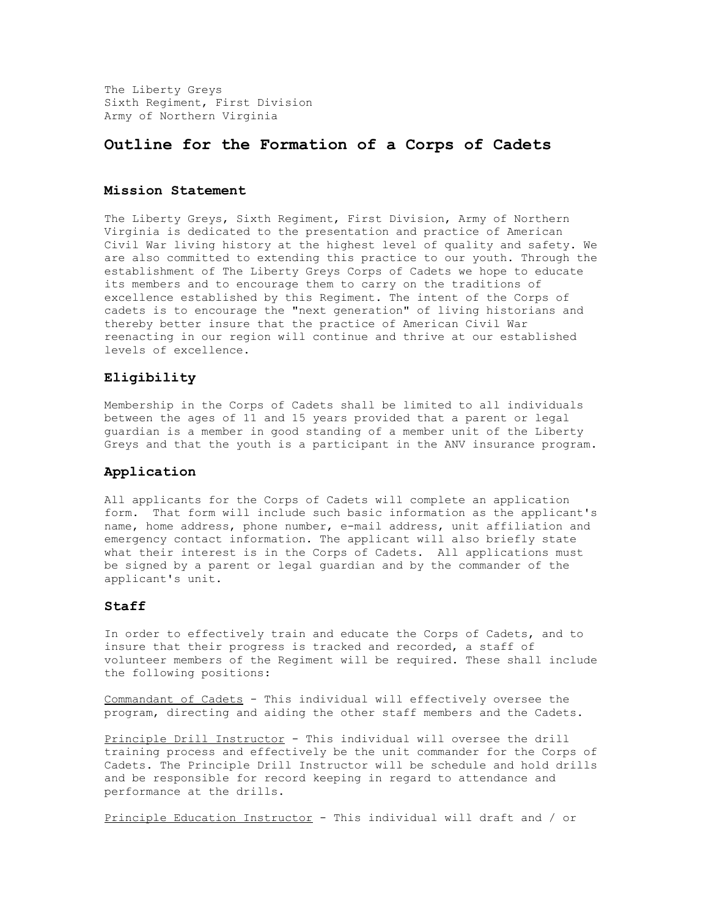The Liberty Greys
Sixth Regiment, First Division
Army of Northern Virginia

# Outline for the Formation of a Corps of Cadets

## Mission Statement

The Liberty Greys, Sixth Regiment, First Division, Army of Northern Virginia is dedicated to the presentation and practice of American Civil War living history at the highest level of quality and safety. We are also committed to extending this practice to our youth. Through the establishment of The Liberty Greys Corps of Cadets we hope to educate its members and to encourage them to carry on the traditions of excellence established by this Regiment. The intent of the Corps of cadets is to encourage the "next generation" of living historians and thereby better insure that the practice of American Civil War reenacting in our region will continue and thrive at our established levels of excellence.

## Eligibility

Membership in the Corps of Cadets shall be limited to all individuals between the ages of 11 and 15 years provided that a parent or legal guardian is a member in good standing of a member unit of the Liberty Greys and that the youth is a participant in the ANV insurance program.

## Application

All applicants for the Corps of Cadets will complete an application form. That form will include such basic information as the applicant's name, home address, phone number, e-mail address, unit affiliation and emergency contact information. The applicant will also briefly state what their interest is in the Corps of Cadets. All applications must be signed by a parent or legal guardian and by the commander of the applicant's unit.

## Staff

In order to effectively train and educate the Corps of Cadets, and to insure that their progress is tracked and recorded, a staff of volunteer members of the Regiment will be required. These shall include the following positions:

<u>Commandant of Cadets</u> - This individual will effectively oversee the program, directing and aiding the other staff members and the Cadets.

<u>Principle Drill Instructor</u> - This individual will oversee the drill training process and effectively be the unit commander for the Corps of Cadets. The Principle Drill Instructor will be schedule and hold drills and be responsible for record keeping in regard to attendance and performance at the drills.

<u>Principle Education Instructor</u> - This individual will draft and / or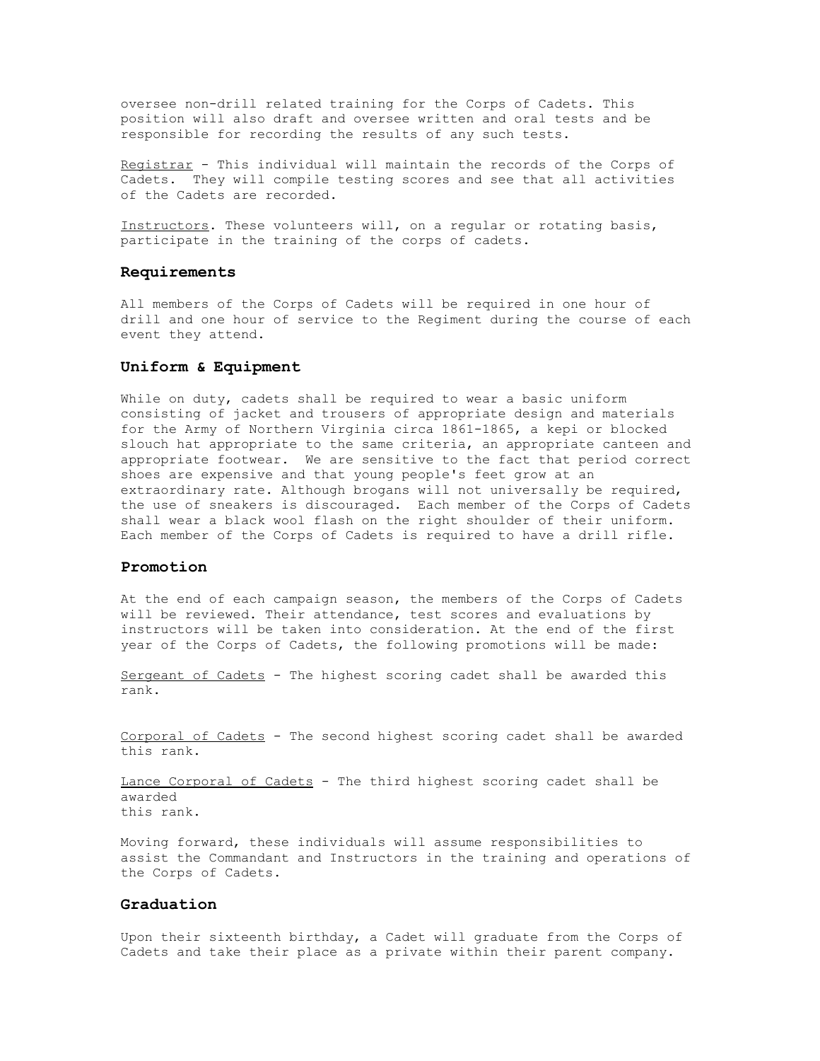oversee non-drill related training for the Corps of Cadets. This position will also draft and oversee written and oral tests and be responsible for recording the results of any such tests.

<u>Registrar</u> - This individual will maintain the records of the Corps of Cadets. They will compile testing scores and see that all activities of the Cadets are recorded.

<u>Instructors</u>. These volunteers will, on a regular or rotating basis, participate in the training of the corps of cadets.

## Requirements

All members of the Corps of Cadets will be required in one hour of drill and one hour of service to the Regiment during the course of each event they attend.

## Uniform & Equipment

While on duty, cadets shall be required to wear a basic uniform consisting of jacket and trousers of appropriate design and materials for the Army of Northern Virginia circa 1861-1865, a kepi or blocked slouch hat appropriate to the same criteria, an appropriate canteen and appropriate footwear. We are sensitive to the fact that period correct shoes are expensive and that young people's feet grow at an extraordinary rate. Although brogans will not universally be required, the use of sneakers is discouraged. Each member of the Corps of Cadets shall wear a black wool flash on the right shoulder of their uniform. Each member of the Corps of Cadets is required to have a drill rifle.

## Promotion

At the end of each campaign season, the members of the Corps of Cadets will be reviewed. Their attendance, test scores and evaluations by instructors will be taken into consideration. At the end of the first year of the Corps of Cadets, the following promotions will be made:

<u>Sergeant of Cadets</u> - The highest scoring cadet shall be awarded this rank.

<u>Corporal of Cadets</u> - The second highest scoring cadet shall be awarded this rank.

<u>Lance Corporal of Cadets</u> - The third highest scoring cadet shall be awarded this rank.

Moving forward, these individuals will assume responsibilities to assist the Commandant and Instructors in the training and operations of the Corps of Cadets.

## Graduation

Upon their sixteenth birthday, a Cadet will graduate from the Corps of Cadets and take their place as a private within their parent company.